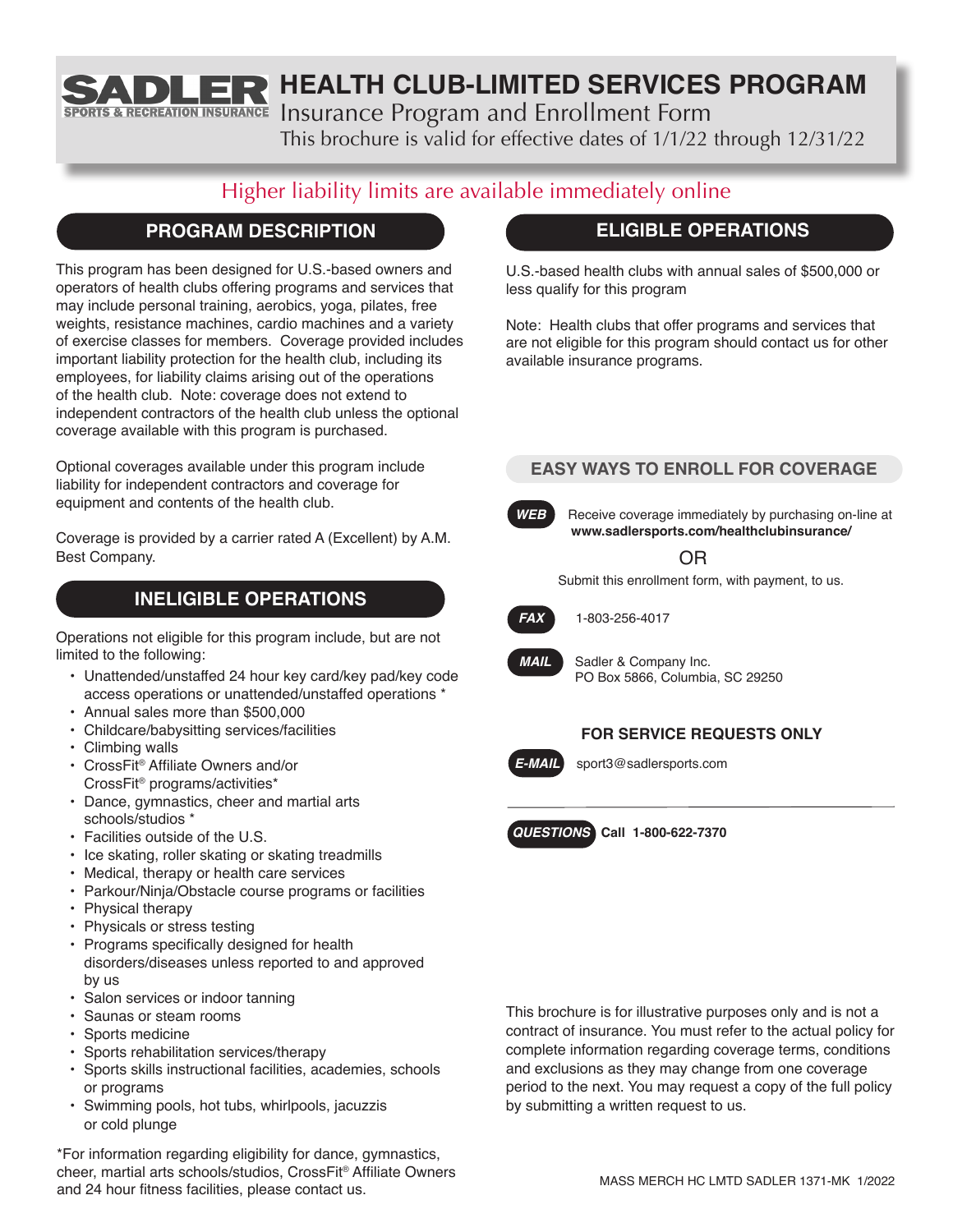# SADLER SPORTS & RECREATION INSURANCE

# HEALTH CLUB-LIMITED SERVICES PROGRAM

Insurance Program and Enrollment Form

This brochure is valid for effective dates of 1/1/22 through 12/31/22

Higher liability limits are available immediately online

## PROGRAM DESCRIPTION

This program has been designed for U.S.-based owners and operators of health clubs offering programs and services that may include personal training, aerobics, yoga, pilates, free weights, resistance machines, cardio machines and a variety of exercise classes for members. Coverage provided includes important liability protection for the health club, including its employees, for liability claims arising out of the operations of the health club. Note: coverage does not extend to independent contractors of the health club unless the optional coverage available with this program is purchased.

Optional coverages available under this program include liability for independent contractors and coverage for equipment and contents of the health club.

Coverage is provided by a carrier rated A (Excellent) by A.M. Best Company.

## INELIGIBLE OPERATIONS

Operations not eligible for this program include, but are not limited to the following:

- Unattended/unstaffed 24 hour key card/key pad/key code access operations or unattended/unstaffed operations *
- Annual sales more than $500,000
- Childcare/babysitting services/facilities
- Climbing walls
- CrossFit® Affiliate Owners and/or CrossFit® programs/activities*
- Dance, gymnastics, cheer and martial arts schools/studios *
- Facilities outside of the U.S.
- Ice skating, roller skating or skating treadmills
- Medical, therapy or health care services
- Parkour/Ninja/Obstacle course programs or facilities
- Physical therapy
- Physicals or stress testing
- Programs specifically designed for health disorders/diseases unless reported to and approved by us
- Salon services or indoor tanning
- Saunas or steam rooms
- Sports medicine
- Sports rehabilitation services/therapy
- Sports skills instructional facilities, academies, schools or programs
- Swimming pools, hot tubs, whirlpools, jacuzzis or cold plunge

*For information regarding eligibility for dance, gymnastics, cheer, martial arts schools/studios, CrossFit® Affiliate Owners and 24 hour fitness facilities, please contact us.

## ELIGIBLE OPERATIONS

U.S.-based health clubs with annual sales of $500,000 or less qualify for this program

Note: Health clubs that offer programs and services that are not eligible for this program should contact us for other available insurance programs.

### EASY WAYS TO ENROLL FOR COVERAGE

**WEB** Receive coverage immediately by purchasing on-line at **www.sadlersports.com/healthclubinsurance/**

OR

Submit this enrollment form, with payment, to us.

**FAX** 1-803-256-4017

**MAIL** Sadler & Company Inc.
PO Box 5866, Columbia, SC 29250

### FOR SERVICE REQUESTS ONLY

**E-MAIL** sport3@sadlersports.com

**QUESTIONS** **Call 1-800-622-7370**

This brochure is for illustrative purposes only and is not a contract of insurance. You must refer to the actual policy for complete information regarding coverage terms, conditions and exclusions as they may change from one coverage period to the next. You may request a copy of the full policy by submitting a written request to us.

MASS MERCH HC LMTD SADLER 1371-MK 1/2022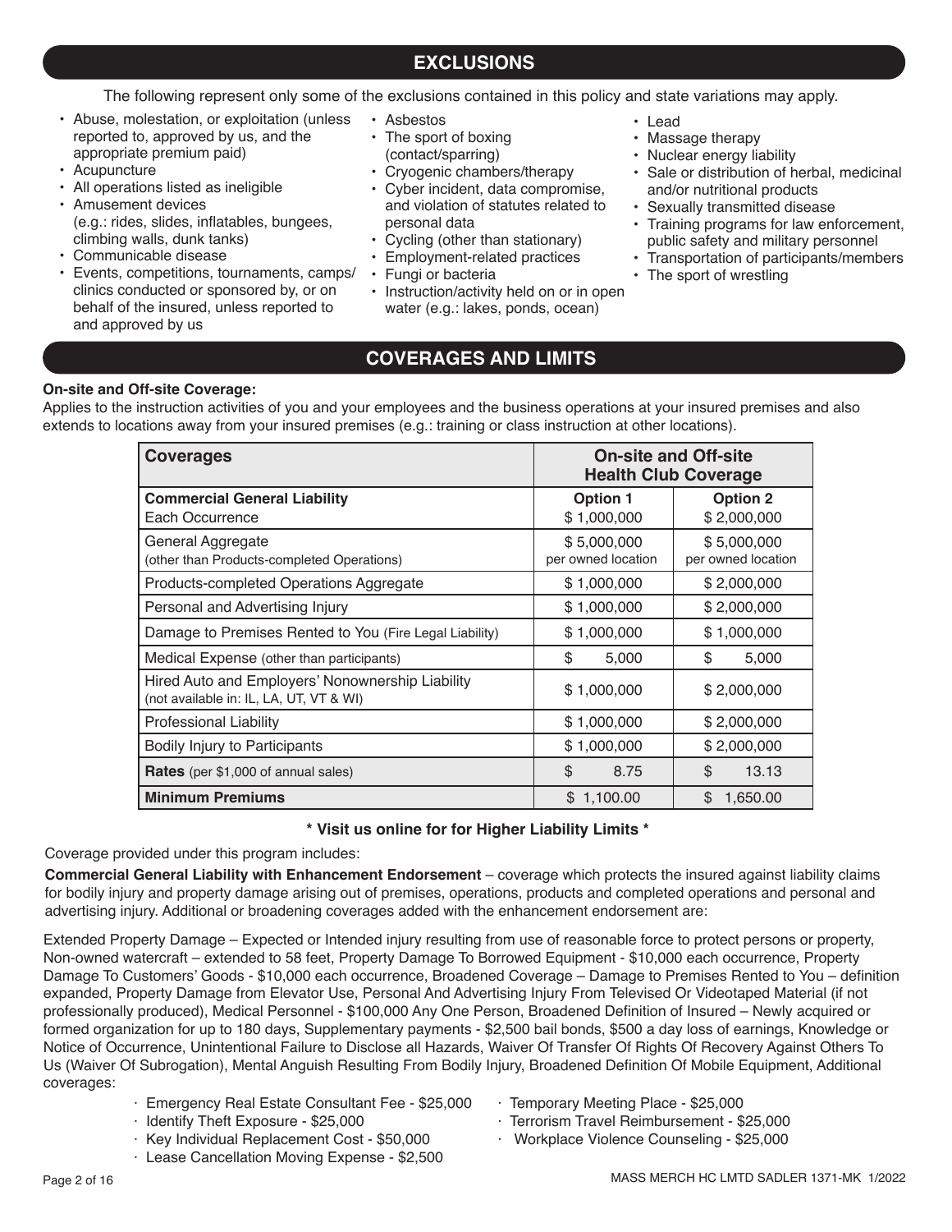## EXCLUSIONS

The following represent only some of the exclusions contained in this policy and state variations may apply.

- Abuse, molestation, or exploitation (unless reported to, approved by us, and the appropriate premium paid)
- Acupuncture
- All operations listed as ineligible
- Amusement devices (e.g.: rides, slides, inflatables, bungees, climbing walls, dunk tanks)
- Communicable disease
- Events, competitions, tournaments, camps/ clinics conducted or sponsored by, or on behalf of the insured, unless reported to and approved by us
- Asbestos
- The sport of boxing (contact/sparring)
- Cryogenic chambers/therapy
- Cyber incident, data compromise, and violation of statutes related to personal data
- Cycling (other than stationary)
- Employment-related practices
- Fungi or bacteria
- Instruction/activity held on or in open water (e.g.: lakes, ponds, ocean)
- Lead
- Massage therapy
- Nuclear energy liability
- Sale or distribution of herbal, medicinal and/or nutritional products
- Sexually transmitted disease
- Training programs for law enforcement, public safety and military personnel
- Transportation of participants/members
- The sport of wrestling

## COVERAGES AND LIMITS

**On-site and Off-site Coverage:**
Applies to the instruction activities of you and your employees and the business operations at your insured premises and also extends to locations away from your insured premises (e.g.: training or class instruction at other locations).

| Coverages | On-site and Off-site Health Club Coverage | |
|---|---|---|
| **Commercial General Liability** Each Occurrence | **Option 1** $ 1,000,000 | **Option 2** $ 2,000,000 |
| General Aggregate (other than Products-completed Operations) | $ 5,000,000 per owned location | $ 5,000,000 per owned location |
| Products-completed Operations Aggregate | $ 1,000,000 | $ 2,000,000 |
| Personal and Advertising Injury | $ 1,000,000 | $ 2,000,000 |
| Damage to Premises Rented to You (Fire Legal Liability) | $ 1,000,000 | $ 1,000,000 |
| Medical Expense (other than participants) | $ 5,000 | $ 5,000 |
| Hired Auto and Employers' Nonownership Liability (not available in: IL, LA, UT, VT & WI) | $ 1,000,000 | $ 2,000,000 |
| Professional Liability | $ 1,000,000 | $ 2,000,000 |
| Bodily Injury to Participants | $ 1,000,000 | $ 2,000,000 |
| **Rates** (per $1,000 of annual sales) | $ 8.75 | $ 13.13 |
| **Minimum Premiums** | $ 1,100.00 | $ 1,650.00 |

**\* Visit us online for for Higher Liability Limits \***

Coverage provided under this program includes:

**Commercial General Liability with Enhancement Endorsement** – coverage which protects the insured against liability claims for bodily injury and property damage arising out of premises, operations, products and completed operations and personal and advertising injury. Additional or broadening coverages added with the enhancement endorsement are:

Extended Property Damage – Expected or Intended injury resulting from use of reasonable force to protect persons or property, Non-owned watercraft – extended to 58 feet, Property Damage To Borrowed Equipment - $10,000 each occurrence, Property Damage To Customers' Goods - $10,000 each occurrence, Broadened Coverage – Damage to Premises Rented to You – definition expanded, Property Damage from Elevator Use, Personal And Advertising Injury From Televised Or Videotaped Material (if not professionally produced), Medical Personnel - $100,000 Any One Person, Broadened Definition of Insured – Newly acquired or formed organization for up to 180 days, Supplementary payments - $2,500 bail bonds, $500 a day loss of earnings, Knowledge or Notice of Occurrence, Unintentional Failure to Disclose all Hazards, Waiver Of Transfer Of Rights Of Recovery Against Others To Us (Waiver Of Subrogation), Mental Anguish Resulting From Bodily Injury, Broadened Definition Of Mobile Equipment, Additional coverages:

- Emergency Real Estate Consultant Fee - $25,000
- Identify Theft Exposure - $25,000
- Key Individual Replacement Cost - $50,000
- Lease Cancellation Moving Expense - $2,500
- Temporary Meeting Place - $25,000
- Terrorism Travel Reimbursement - $25,000
- Workplace Violence Counseling - $25,000

MASS MERCH HC LMTD SADLER 1371-MK 1/2022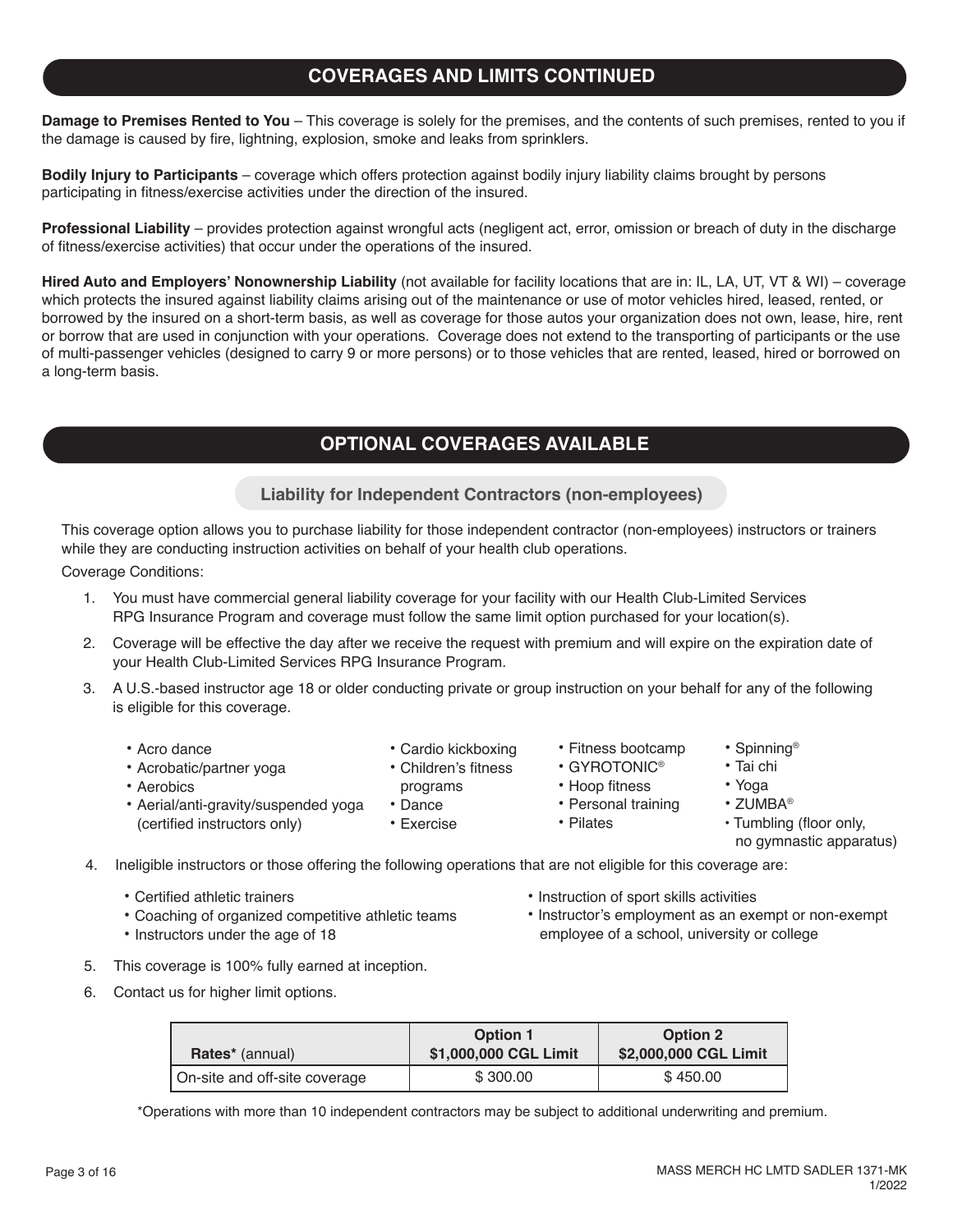## COVERAGES AND LIMITS CONTINUED

**Damage to Premises Rented to You** – This coverage is solely for the premises, and the contents of such premises, rented to you if the damage is caused by fire, lightning, explosion, smoke and leaks from sprinklers.

**Bodily Injury to Participants** – coverage which offers protection against bodily injury liability claims brought by persons participating in fitness/exercise activities under the direction of the insured.

**Professional Liability** – provides protection against wrongful acts (negligent act, error, omission or breach of duty in the discharge of fitness/exercise activities) that occur under the operations of the insured.

**Hired Auto and Employers' Nonownership Liability** (not available for facility locations that are in: IL, LA, UT, VT & WI) – coverage which protects the insured against liability claims arising out of the maintenance or use of motor vehicles hired, leased, rented, or borrowed by the insured on a short-term basis, as well as coverage for those autos your organization does not own, lease, hire, rent or borrow that are used in conjunction with your operations. Coverage does not extend to the transporting of participants or the use of multi-passenger vehicles (designed to carry 9 or more persons) or to those vehicles that are rented, leased, hired or borrowed on a long-term basis.

## OPTIONAL COVERAGES AVAILABLE

### Liability for Independent Contractors (non-employees)

This coverage option allows you to purchase liability for those independent contractor (non-employees) instructors or trainers while they are conducting instruction activities on behalf of your health club operations.

Coverage Conditions:

1. You must have commercial general liability coverage for your facility with our Health Club-Limited Services RPG Insurance Program and coverage must follow the same limit option purchased for your location(s).
2. Coverage will be effective the day after we receive the request with premium and will expire on the expiration date of your Health Club-Limited Services RPG Insurance Program.
3. A U.S.-based instructor age 18 or older conducting private or group instruction on your behalf for any of the following is eligible for this coverage.
   - Acro dance
   - Acrobatic/partner yoga
   - Aerobics
   - Aerial/anti-gravity/suspended yoga (certified instructors only)
   - Cardio kickboxing
   - Children's fitness programs
   - Dance
   - Exercise
   - Fitness bootcamp
   - GYROTONIC®
   - Hoop fitness
   - Personal training
   - Pilates
   - Spinning®
   - Tai chi
   - Yoga
   - ZUMBA®
   - Tumbling (floor only, no gymnastic apparatus)
4. Ineligible instructors or those offering the following operations that are not eligible for this coverage are:
   - Certified athletic trainers
   - Coaching of organized competitive athletic teams
   - Instructors under the age of 18
   - Instruction of sport skills activities
   - Instructor's employment as an exempt or non-exempt employee of a school, university or college
5. This coverage is 100% fully earned at inception.
6. Contact us for higher limit options.

| **Rates*** (annual) | **Option 1** **$1,000,000 CGL Limit** | **Option 2** **$2,000,000 CGL Limit** |
|---|---|---|
| On-site and off-site coverage | $ 300.00 | $ 450.00 |

*Operations with more than 10 independent contractors may be subject to additional underwriting and premium.

MASS MERCH HC LMTD SADLER 1371-MK
1/2022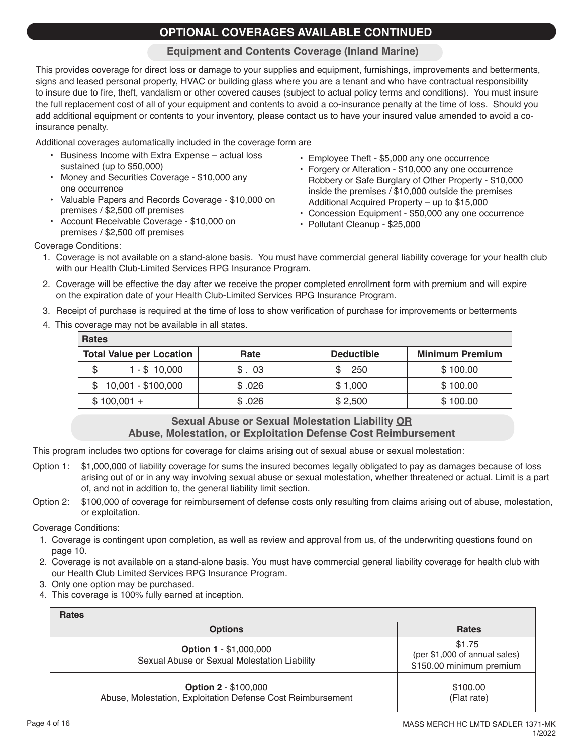# OPTIONAL COVERAGES AVAILABLE CONTINUED

## Equipment and Contents Coverage (Inland Marine)

This provides coverage for direct loss or damage to your supplies and equipment, furnishings, improvements and betterments, signs and leased personal property, HVAC or building glass where you are a tenant and who have contractual responsibility to insure due to fire, theft, vandalism or other covered causes (subject to actual policy terms and conditions). You must insure the full replacement cost of all of your equipment and contents to avoid a co-insurance penalty at the time of loss. Should you add additional equipment or contents to your inventory, please contact us to have your insured value amended to avoid a co-insurance penalty.

Additional coverages automatically included in the coverage form are

- Business Income with Extra Expense – actual loss sustained (up to $50,000)
- Money and Securities Coverage - $10,000 any one occurrence
- Valuable Papers and Records Coverage - $10,000 on premises / $2,500 off premises
- Account Receivable Coverage - $10,000 on premises / $2,500 off premises
- Employee Theft - $5,000 any one occurrence
- Forgery or Alteration - $10,000 any one occurrence Robbery or Safe Burglary of Other Property - $10,000 inside the premises / $10,000 outside the premises Additional Acquired Property – up to $15,000
- Concession Equipment - $50,000 any one occurrence
- Pollutant Cleanup - $25,000

Coverage Conditions:

1. Coverage is not available on a stand-alone basis. You must have commercial general liability coverage for your health club with our Health Club-Limited Services RPG Insurance Program.
2. Coverage will be effective the day after we receive the proper completed enrollment form with premium and will expire on the expiration date of your Health Club-Limited Services RPG Insurance Program.
3. Receipt of purchase is required at the time of loss to show verification of purchase for improvements or betterments
4. This coverage may not be available in all states.

| Rates | | | |
|---|---|---|---|
| **Total Value per Location** | **Rate** | **Deductible** | **Minimum Premium** |
| $ 1 - $ 10,000 | $ . 03 | $ 250 | $ 100.00 |
| $ 10,001 - $100,000 | $ .026 | $ 1,000 | $ 100.00 |
| $ 100,001 + | $ .026 | $ 2,500 | $ 100.00 |

## Sexual Abuse or Sexual Molestation Liability OR Abuse, Molestation, or Exploitation Defense Cost Reimbursement

This program includes two options for coverage for claims arising out of sexual abuse or sexual molestation:

Option 1: $1,000,000 of liability coverage for sums the insured becomes legally obligated to pay as damages because of loss arising out of or in any way involving sexual abuse or sexual molestation, whether threatened or actual. Limit is a part of, and not in addition to, the general liability limit section.

Option 2: $100,000 of coverage for reimbursement of defense costs only resulting from claims arising out of abuse, molestation, or exploitation.

Coverage Conditions:

1. Coverage is contingent upon completion, as well as review and approval from us, of the underwriting questions found on page 10.
2. Coverage is not available on a stand-alone basis. You must have commercial general liability coverage for health club with our Health Club Limited Services RPG Insurance Program.
3. Only one option may be purchased.
4. This coverage is 100% fully earned at inception.

| Rates | |
|---|---|
| **Options** | **Rates** |
| **Option 1** - $1,000,000<br>Sexual Abuse or Sexual Molestation Liability | $1.75<br>(per $1,000 of annual sales)<br>$150.00 minimum premium |
| **Option 2** - $100,000<br>Abuse, Molestation, Exploitation Defense Cost Reimbursement | $100.00<br>(Flat rate) |

MASS MERCH HC LMTD SADLER 1371-MK
1/2022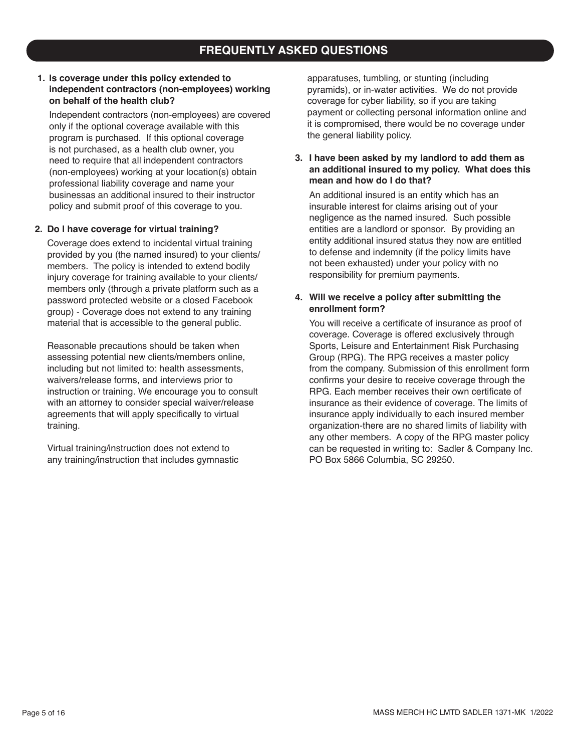# FREQUENTLY ASKED QUESTIONS

**1. Is coverage under this policy extended to independent contractors (non-employees) working on behalf of the health club?**

Independent contractors (non-employees) are covered only if the optional coverage available with this program is purchased. If this optional coverage is not purchased, as a health club owner, you need to require that all independent contractors (non-employees) working at your location(s) obtain professional liability coverage and name your businessas an additional insured to their instructor policy and submit proof of this coverage to you.

**2. Do I have coverage for virtual training?**

Coverage does extend to incidental virtual training provided by you (the named insured) to your clients/members. The policy is intended to extend bodily injury coverage for training available to your clients/members only (through a private platform such as a password protected website or a closed Facebook group) - Coverage does not extend to any training material that is accessible to the general public.

Reasonable precautions should be taken when assessing potential new clients/members online, including but not limited to: health assessments, waivers/release forms, and interviews prior to instruction or training. We encourage you to consult with an attorney to consider special waiver/release agreements that will apply specifically to virtual training.

Virtual training/instruction does not extend to any training/instruction that includes gymnastic apparatuses, tumbling, or stunting (including pyramids), or in-water activities. We do not provide coverage for cyber liability, so if you are taking payment or collecting personal information online and it is compromised, there would be no coverage under the general liability policy.

**3. I have been asked by my landlord to add them as an additional insured to my policy. What does this mean and how do I do that?**

An additional insured is an entity which has an insurable interest for claims arising out of your negligence as the named insured. Such possible entities are a landlord or sponsor. By providing an entity additional insured status they now are entitled to defense and indemnity (if the policy limits have not been exhausted) under your policy with no responsibility for premium payments.

**4. Will we receive a policy after submitting the enrollment form?**

You will receive a certificate of insurance as proof of coverage. Coverage is offered exclusively through Sports, Leisure and Entertainment Risk Purchasing Group (RPG). The RPG receives a master policy from the company. Submission of this enrollment form confirms your desire to receive coverage through the RPG. Each member receives their own certificate of insurance as their evidence of coverage. The limits of insurance apply individually to each insured member organization-there are no shared limits of liability with any other members. A copy of the RPG master policy can be requested in writing to: Sadler & Company Inc. PO Box 5866 Columbia, SC 29250.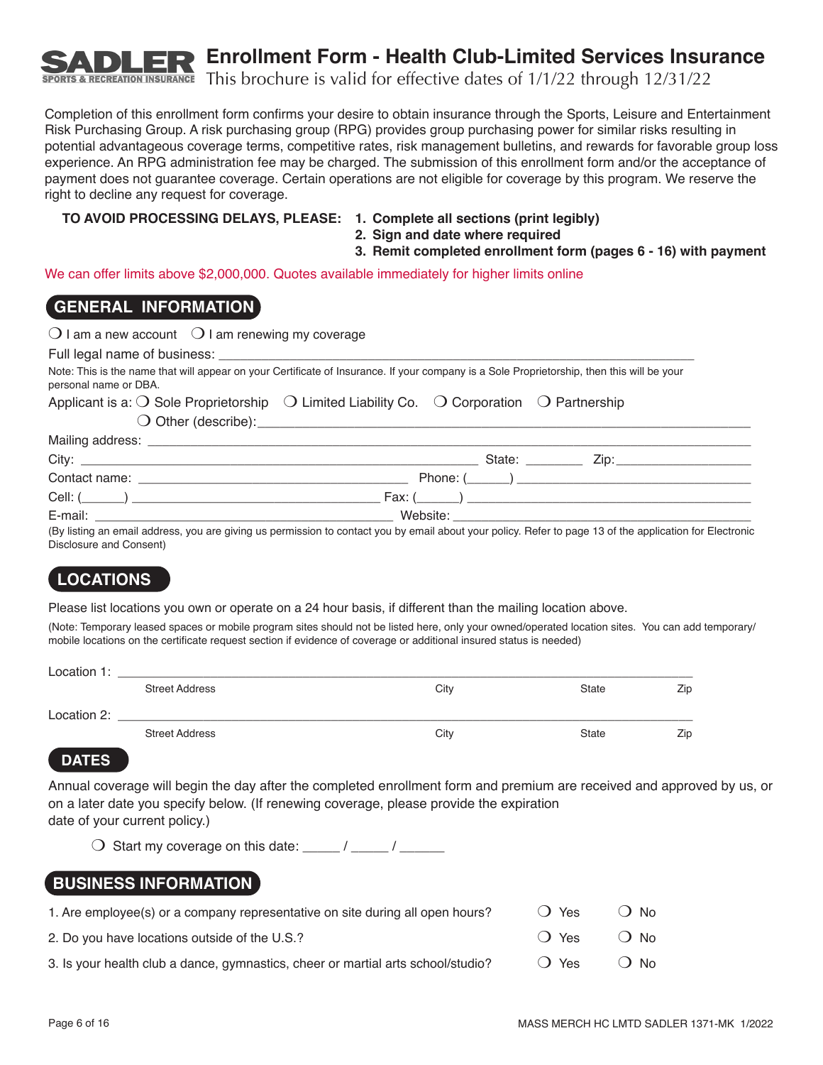# SADLER SPORTS & RECREATION INSURANCE

# Enrollment Form - Health Club-Limited Services Insurance

This brochure is valid for effective dates of 1/1/22 through 12/31/22

Completion of this enrollment form confirms your desire to obtain insurance through the Sports, Leisure and Entertainment Risk Purchasing Group. A risk purchasing group (RPG) provides group purchasing power for similar risks resulting in potential advantageous coverage terms, competitive rates, risk management bulletins, and rewards for favorable group loss experience. An RPG administration fee may be charged. The submission of this enrollment form and/or the acceptance of payment does not guarantee coverage. Certain operations are not eligible for coverage by this program. We reserve the right to decline any request for coverage.

**TO AVOID PROCESSING DELAYS, PLEASE:**
1. **Complete all sections (print legibly)**
2. **Sign and date where required**
3. **Remit completed enrollment form (pages 6 - 16) with payment**

We can offer limits above $2,000,000. Quotes available immediately for higher limits online

## GENERAL INFORMATION

❍ I am a new account ❍ I am renewing my coverage

Full legal name of business: ____________________

Note: This is the name that will appear on your Certificate of Insurance. If your company is a Sole Proprietorship, then this will be your personal name or DBA.

Applicant is a: ❍ Sole Proprietorship ❍ Limited Liability Co. ❍ Corporation ❍ Partnership
❍ Other (describe): ____________________

Mailing address: ____________________

City: ____________________ State: ________ Zip: ____________

Contact name: ____________________ Phone: (______) ____________________

Cell: (______) ____________________ Fax: (______) ____________________

E-mail: ____________________ Website: ____________________

(By listing an email address, you are giving us permission to contact you by email about your policy. Refer to page 13 of the application for Electronic Disclosure and Consent)

## LOCATIONS

Please list locations you own or operate on a 24 hour basis, if different than the mailing location above.

(Note: Temporary leased spaces or mobile program sites should not be listed here, only your owned/operated location sites. You can add temporary/mobile locations on the certificate request section if evidence of coverage or additional insured status is needed)

Location 1: ____________________
Street Address City State Zip

Location 2: ____________________
Street Address City State Zip

## DATES

Annual coverage will begin the day after the completed enrollment form and premium are received and approved by us, or on a later date you specify below. (If renewing coverage, please provide the expiration date of your current policy.)

❍ Start my coverage on this date: _____ / _____ / ______

## BUSINESS INFORMATION

| | | |
|---|---|---|
| 1. Are employee(s) or a company representative on site during all open hours? | ❍ Yes | ❍ No |
| 2. Do you have locations outside of the U.S.? | ❍ Yes | ❍ No |
| 3. Is your health club a dance, gymnastics, cheer or martial arts school/studio? | ❍ Yes | ❍ No |

MASS MERCH HC LMTD SADLER 1371-MK 1/2022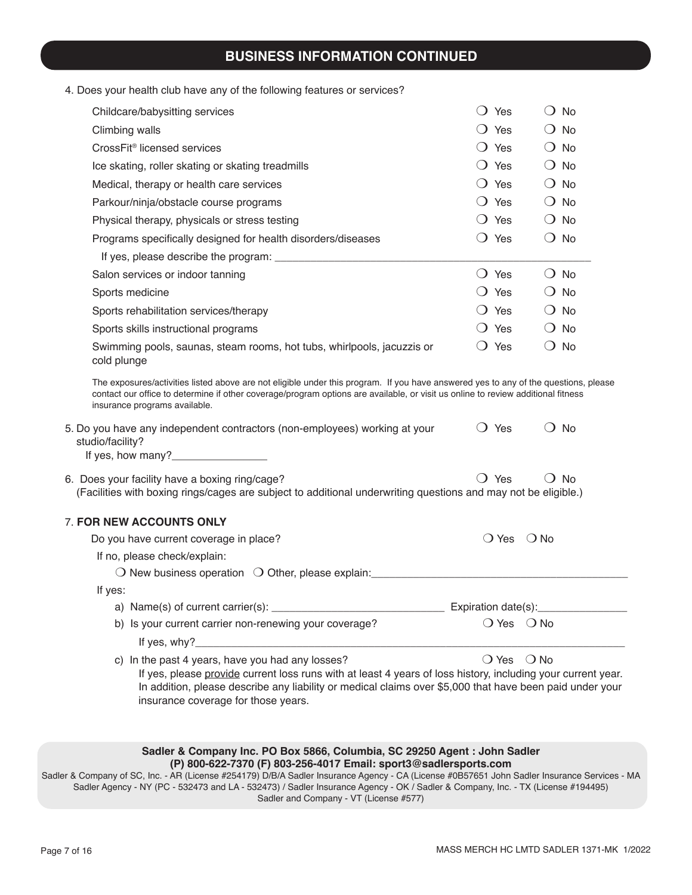## BUSINESS INFORMATION CONTINUED

4. Does your health club have any of the following features or services?

| | | |
|---|---|---|
| Childcare/babysitting services | ❍ Yes | ❍ No |
| Climbing walls | ❍ Yes | ❍ No |
| CrossFit® licensed services | ❍ Yes | ❍ No |
| Ice skating, roller skating or skating treadmills | ❍ Yes | ❍ No |
| Medical, therapy or health care services | ❍ Yes | ❍ No |
| Parkour/ninja/obstacle course programs | ❍ Yes | ❍ No |
| Physical therapy, physicals or stress testing | ❍ Yes | ❍ No |
| Programs specifically designed for health disorders/diseases | ❍ Yes | ❍ No |
| If yes, please describe the program: ______________________ | | |
| Salon services or indoor tanning | ❍ Yes | ❍ No |
| Sports medicine | ❍ Yes | ❍ No |
| Sports rehabilitation services/therapy | ❍ Yes | ❍ No |
| Sports skills instructional programs | ❍ Yes | ❍ No |
| Swimming pools, saunas, steam rooms, hot tubs, whirlpools, jacuzzis or cold plunge | ❍ Yes | ❍ No |

The exposures/activities listed above are not eligible under this program. If you have answered yes to any of the questions, please contact our office to determine if other coverage/program options are available, or visit us online to review additional fitness insurance programs available.

5. Do you have any independent contractors (non-employees) working at your studio/facility? ❍ Yes ❍ No
   If yes, how many?________________

6. Does your facility have a boxing ring/cage? ❍ Yes ❍ No
   (Facilities with boxing rings/cages are subject to additional underwriting questions and may not be eligible.)

7. **FOR NEW ACCOUNTS ONLY**

   Do you have current coverage in place? ❍ Yes ❍ No

   If no, please check/explain:

   ❍ New business operation ❍ Other, please explain:______________________

   If yes:

   a) Name(s) of current carrier(s): ______________________ Expiration date(s):_______________

   b) Is your current carrier non-renewing your coverage? ❍ Yes ❍ No

      If yes, why?______________________

   c) In the past 4 years, have you had any losses? ❍ Yes ❍ No

      If yes, please provide current loss runs with at least 4 years of loss history, including your current year. In addition, please describe any liability or medical claims over $5,000 that have been paid under your insurance coverage for those years.

**Sadler & Company Inc. PO Box 5866, Columbia, SC 29250 Agent : John Sadler**
**(P) 800-622-7370 (F) 803-256-4017 Email: sport3@sadlersports.com**

Sadler & Company of SC, Inc. - AR (License #254179) D/B/A Sadler Insurance Agency - CA (License #0B57651 John Sadler Insurance Services - MA Sadler Agency - NY (PC - 532473 and LA - 532473) / Sadler Insurance Agency - OK / Sadler & Company, Inc. - TX (License #194495) Sadler and Company - VT (License #577)

MASS MERCH HC LMTD SADLER 1371-MK 1/2022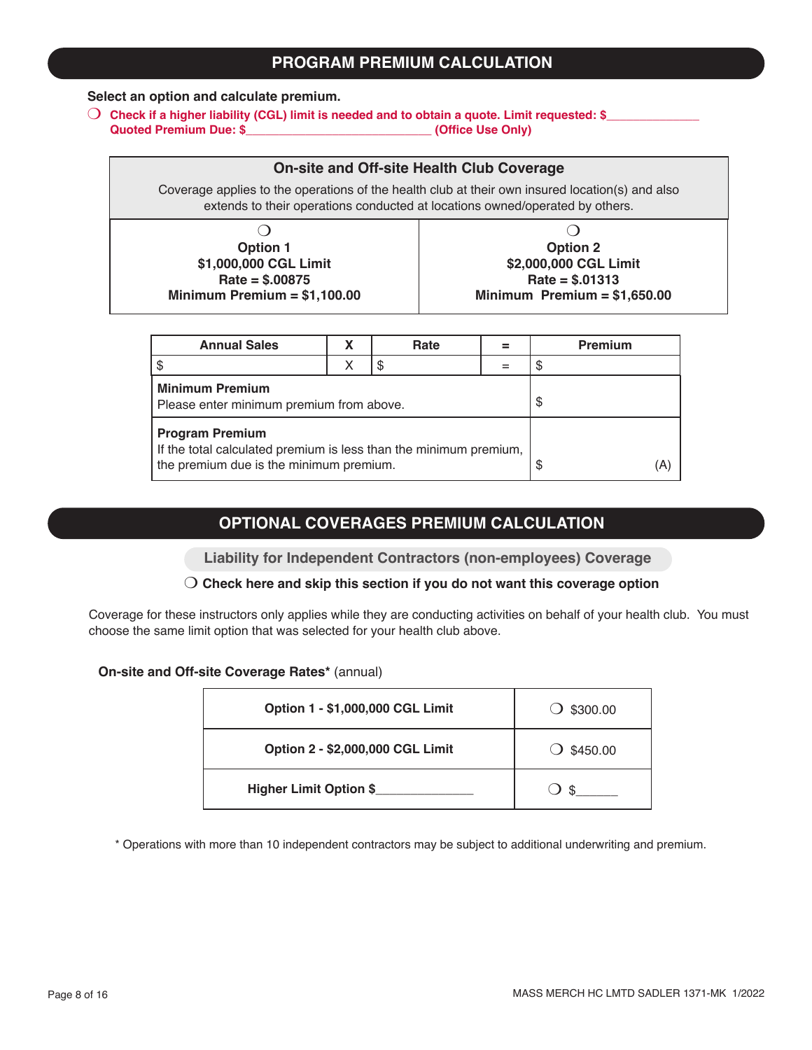## PROGRAM PREMIUM CALCULATION

**Select an option and calculate premium.**

❍ **Check if a higher liability (CGL) limit is needed and to obtain a quote. Limit requested: $______________**
**Quoted Premium Due: $____________________________ (Office Use Only)**

| On-site and Off-site Health Club Coverage<br>Coverage applies to the operations of the health club at their own insured location(s) and also extends to their operations conducted at locations owned/operated by others. | |
|---|---|
| ❍<br>**Option 1**<br>**$1,000,000 CGL Limit**<br>**Rate = $.00875**<br>**Minimum Premium = $1,100.00** | ❍<br>**Option 2**<br>**$2,000,000 CGL Limit**<br>**Rate = $.01313**<br>**Minimum Premium = $1,650.00** |

| Annual Sales | X | Rate | = | Premium |
|---|---|---|---|---|
| $ | X | $ | = | $ |
| **Minimum Premium**<br>Please enter minimum premium from above. | | | | $ |
| **Program Premium**<br>If the total calculated premium is less than the minimum premium, the premium due is the minimum premium. | | | | $ (A) |

## OPTIONAL COVERAGES PREMIUM CALCULATION

### Liability for Independent Contractors (non-employees) Coverage

❍ **Check here and skip this section if you do not want this coverage option**

Coverage for these instructors only applies while they are conducting activities on behalf of your health club. You must choose the same limit option that was selected for your health club above.

**On-site and Off-site Coverage Rates*** (annual)

| | |
|---|---|
| **Option 1 - $1,000,000 CGL Limit** | ❍ $300.00 |
| **Option 2 - $2,000,000 CGL Limit** | ❍ $450.00 |
| **Higher Limit Option $______________** | ❍ $______ |

* Operations with more than 10 independent contractors may be subject to additional underwriting and premium.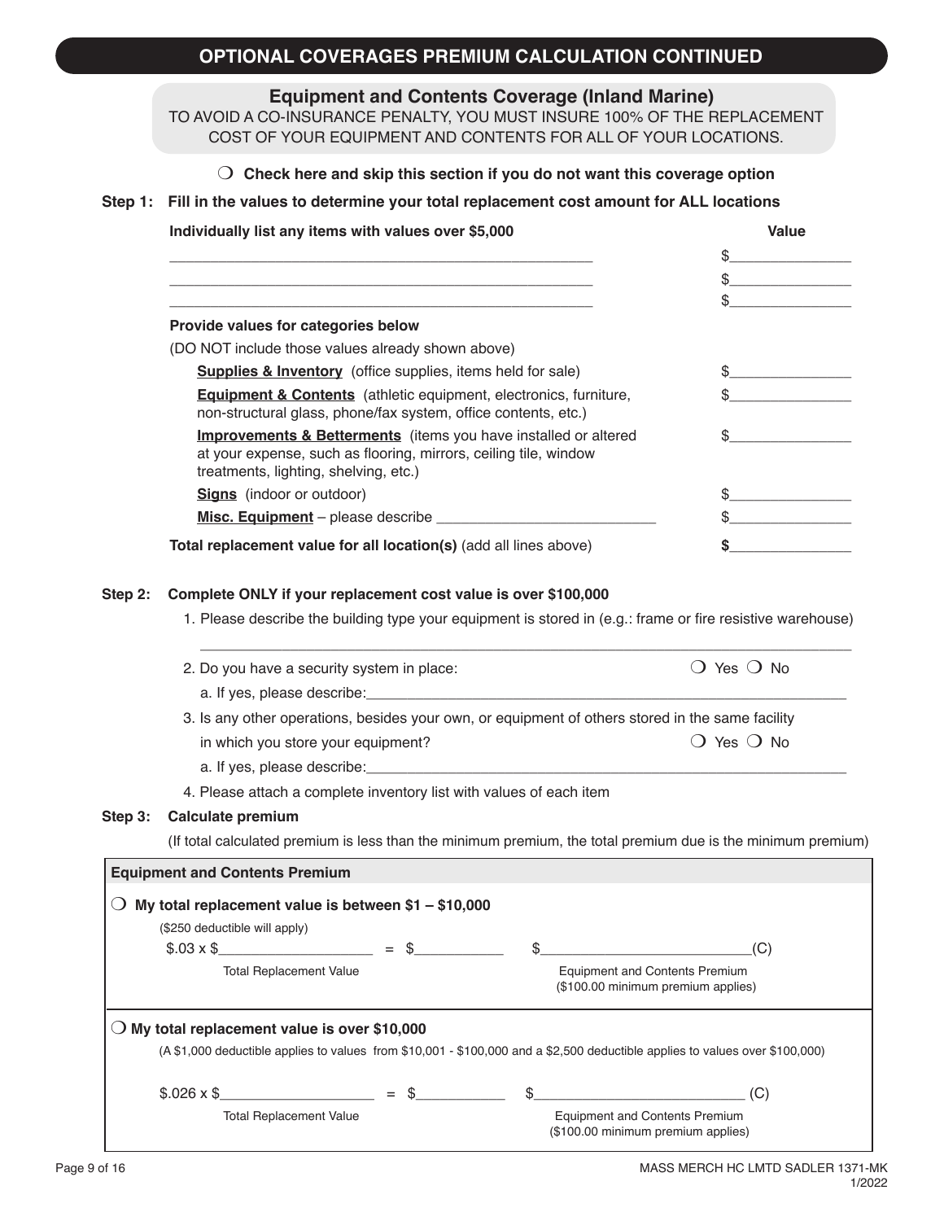# OPTIONAL COVERAGES PREMIUM CALCULATION CONTINUED

## Equipment and Contents Coverage (Inland Marine)

TO AVOID A CO-INSURANCE PENALTY, YOU MUST INSURE 100% OF THE REPLACEMENT COST OF YOUR EQUIPMENT AND CONTENTS FOR ALL OF YOUR LOCATIONS.

❍ **Check here and skip this section if you do not want this coverage option**

**Step 1: Fill in the values to determine your total replacement cost amount for ALL locations**

| **Individually list any items with values over $5,000** | **Value** |
|---|---|
| ______________________________ | $__________ |
| ______________________________ | $__________ |
| ______________________________ | $__________ |

**Provide values for categories below**

(DO NOT include those values already shown above)

| | |
|---|---|
| **Supplies & Inventory** (office supplies, items held for sale) | $__________ |
| **Equipment & Contents** (athletic equipment, electronics, furniture, non-structural glass, phone/fax system, office contents, etc.) | $__________ |
| **Improvements & Betterments** (items you have installed or altered at your expense, such as flooring, mirrors, ceiling tile, window treatments, lighting, shelving, etc.) | $__________ |
| **Signs** (indoor or outdoor) | $__________ |
| **Misc. Equipment** – please describe ____________________ | $__________ |
| **Total replacement value for all location(s)** (add all lines above) | **$**__________ |

**Step 2: Complete ONLY if your replacement cost value is over $100,000**

1. Please describe the building type your equipment is stored in (e.g.: frame or fire resistive warehouse)
   ________________________________________________
2. Do you have a security system in place: ❍ Yes ❍ No
   a. If yes, please describe:________________________________________
3. Is any other operations, besides your own, or equipment of others stored in the same facility in which you store your equipment? ❍ Yes ❍ No
   a. If yes, please describe:________________________________________
4. Please attach a complete inventory list with values of each item

**Step 3: Calculate premium**

(If total calculated premium is less than the minimum premium, the total premium due is the minimum premium)

**Equipment and Contents Premium**

❍ **My total replacement value is between $1 – $10,000**

($250 deductible will apply)

$.03 x $__________________ = $__________ $________________________(C)

Total Replacement Value — Equipment and Contents Premium ($100.00 minimum premium applies)

❍ **My total replacement value is over $10,000**

(A $1,000 deductible applies to values from $10,001 - $100,000 and a $2,500 deductible applies to values over $100,000)

$.026 x $__________________ = $__________ $________________________ (C)

Total Replacement Value — Equipment and Contents Premium ($100.00 minimum premium applies)

MASS MERCH HC LMTD SADLER 1371-MK 1/2022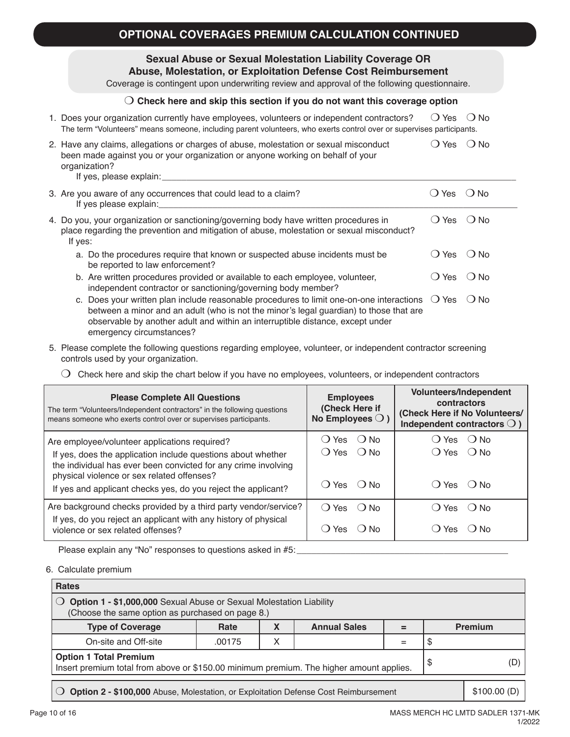# OPTIONAL COVERAGES PREMIUM CALCULATION CONTINUED

## Sexual Abuse or Sexual Molestation Liability Coverage OR Abuse, Molestation, or Exploitation Defense Cost Reimbursement

Coverage is contingent upon underwriting review and approval of the following questionnaire.

❍ **Check here and skip this section if you do not want this coverage option**

1. Does your organization currently have employees, volunteers or independent contractors? ❍ Yes ❍ No
   The term "Volunteers" means someone, including parent volunteers, who exerts control over or supervises participants.

2. Have any claims, allegations or charges of abuse, molestation or sexual misconduct been made against you or your organization or anyone working on behalf of your organization? ❍ Yes ❍ No
   If yes, please explain:\_\_\_\_\_\_\_\_\_\_\_\_\_\_\_\_\_\_\_\_\_\_\_\_\_\_\_\_\_\_\_\_\_\_\_\_\_\_\_\_

3. Are you aware of any occurrences that could lead to a claim? ❍ Yes ❍ No
   If yes please explain:\_\_\_\_\_\_\_\_\_\_\_\_\_\_\_\_\_\_\_\_\_\_\_\_\_\_\_\_\_\_\_\_\_\_\_\_\_\_\_\_

4. Do you, your organization or sanctioning/governing body have written procedures in place regarding the prevention and mitigation of abuse, molestation or sexual misconduct? ❍ Yes ❍ No
   If yes:
   a. Do the procedures require that known or suspected abuse incidents must be reported to law enforcement? ❍ Yes ❍ No
   b. Are written procedures provided or available to each employee, volunteer, independent contractor or sanctioning/governing body member? ❍ Yes ❍ No
   c. Does your written plan include reasonable procedures to limit one-on-one interactions between a minor and an adult (who is not the minor's legal guardian) to those that are observable by another adult and within an interruptible distance, except under emergency circumstances? ❍ Yes ❍ No

5. Please complete the following questions regarding employee, volunteer, or independent contractor screening controls used by your organization.

   ❍ Check here and skip the chart below if you have no employees, volunteers, or independent contractors

| **Please Complete All Questions**<br>The term "Volunteers/Independent contractors" in the following questions means someone who exerts control over or supervises participants. | **Employees (Check Here if No Employees ❍ )** | **Volunteers/Independent contractors (Check Here if No Volunteers/ Independent contractors ❍ )** |
|---|---|---|
| Are employee/volunteer applications required? | ❍ Yes ❍ No | ❍ Yes ❍ No |
| If yes, does the application include questions about whether the individual has ever been convicted for any crime involving physical violence or sex related offenses? | ❍ Yes ❍ No | ❍ Yes ❍ No |
| If yes and applicant checks yes, do you reject the applicant? | ❍ Yes ❍ No | ❍ Yes ❍ No |
| Are background checks provided by a third party vendor/service? | ❍ Yes ❍ No | ❍ Yes ❍ No |
| If yes, do you reject an applicant with any history of physical violence or sex related offenses? | ❍ Yes ❍ No | ❍ Yes ❍ No |

Please explain any "No" responses to questions asked in #5:\_\_\_\_\_\_\_\_\_\_\_\_\_\_\_\_\_\_\_\_\_\_\_\_\_\_\_\_\_\_\_\_\_\_\_\_\_\_\_\_

6. Calculate premium

| **Rates** | | | | | |
|---|---|---|---|---|---|
| ❍ **Option 1 - $1,000,000** Sexual Abuse or Sexual Molestation Liability (Choose the same option as purchased on page 8.) | | | | | |
| **Type of Coverage** | **Rate** | **X** | **Annual Sales** | **=** | **Premium** |
| On-site and Off-site | .00175 | X | | = | $ |
| **Option 1 Total Premium**<br>Insert premium total from above or $150.00 minimum premium. The higher amount applies. | | | | | $ (D) |

| | |
|---|---|
| ❍ **Option 2 - $100,000** Abuse, Molestation, or Exploitation Defense Cost Reimbursement | $100.00 (D) |

MASS MERCH HC LMTD SADLER 1371-MK
1/2022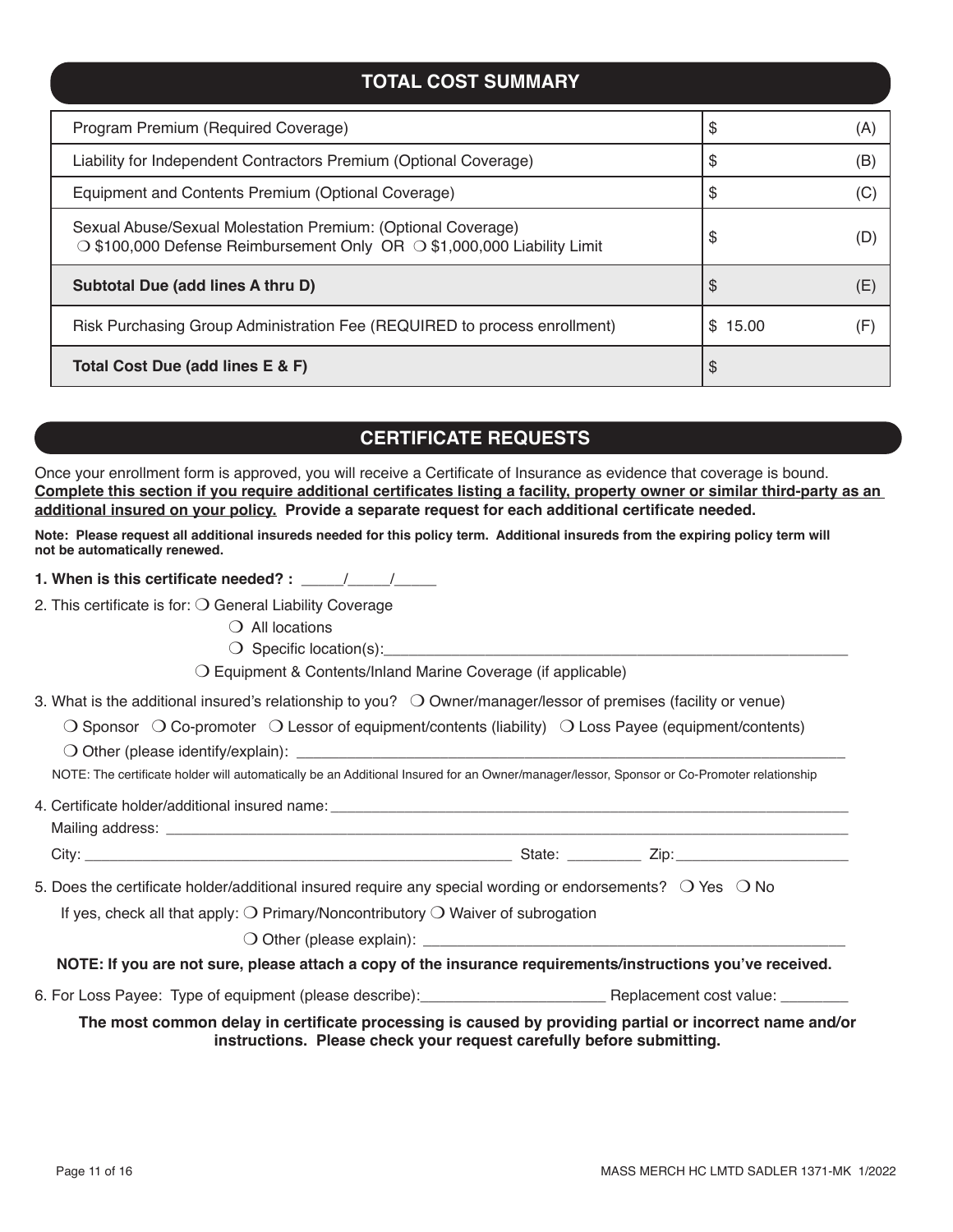## TOTAL COST SUMMARY

| | | |
|---|---|---|
| Program Premium (Required Coverage) | $ | (A) |
| Liability for Independent Contractors Premium (Optional Coverage) | $ | (B) |
| Equipment and Contents Premium (Optional Coverage) | $ | (C) |
| Sexual Abuse/Sexual Molestation Premium: (Optional Coverage) ❍ $100,000 Defense Reimbursement Only OR ❍ $1,000,000 Liability Limit | $ | (D) |
| **Subtotal Due (add lines A thru D)** | $ | (E) |
| Risk Purchasing Group Administration Fee (REQUIRED to process enrollment) | $ 15.00 | (F) |
| **Total Cost Due (add lines E & F)** | $ | |

## CERTIFICATE REQUESTS

Once your enrollment form is approved, you will receive a Certificate of Insurance as evidence that coverage is bound. **Complete this section if you require additional certificates listing a facility, property owner or similar third-party as an additional insured on your policy. Provide a separate request for each additional certificate needed.**

**Note: Please request all additional insureds needed for this policy term. Additional insureds from the expiring policy term will not be automatically renewed.**

**1. When is this certificate needed? :** _____/_____/_____

2. This certificate is for: ❍ General Liability Coverage
   - ❍ All locations
   - ❍ Specific location(s):_______________________________________________

   ❍ Equipment & Contents/Inland Marine Coverage (if applicable)

3. What is the additional insured's relationship to you? ❍ Owner/manager/lessor of premises (facility or venue)

   ❍ Sponsor ❍ Co-promoter ❍ Lessor of equipment/contents (liability) ❍ Loss Payee (equipment/contents)

   ❍ Other (please identify/explain): _______________________________________________

   NOTE: The certificate holder will automatically be an Additional Insured for an Owner/manager/lessor, Sponsor or Co-Promoter relationship

4. Certificate holder/additional insured name: _______________________________________________

   Mailing address: _______________________________________________

   City: ________________________________ State: _________ Zip: _____________________

5. Does the certificate holder/additional insured require any special wording or endorsements? ❍ Yes ❍ No

   If yes, check all that apply: ❍ Primary/Noncontributory ❍ Waiver of subrogation

   ❍ Other (please explain): _______________________________________________

**NOTE: If you are not sure, please attach a copy of the insurance requirements/instructions you've received.**

6. For Loss Payee: Type of equipment (please describe):______________________ Replacement cost value: ________

**The most common delay in certificate processing is caused by providing partial or incorrect name and/or instructions. Please check your request carefully before submitting.**

MASS MERCH HC LMTD SADLER 1371-MK 1/2022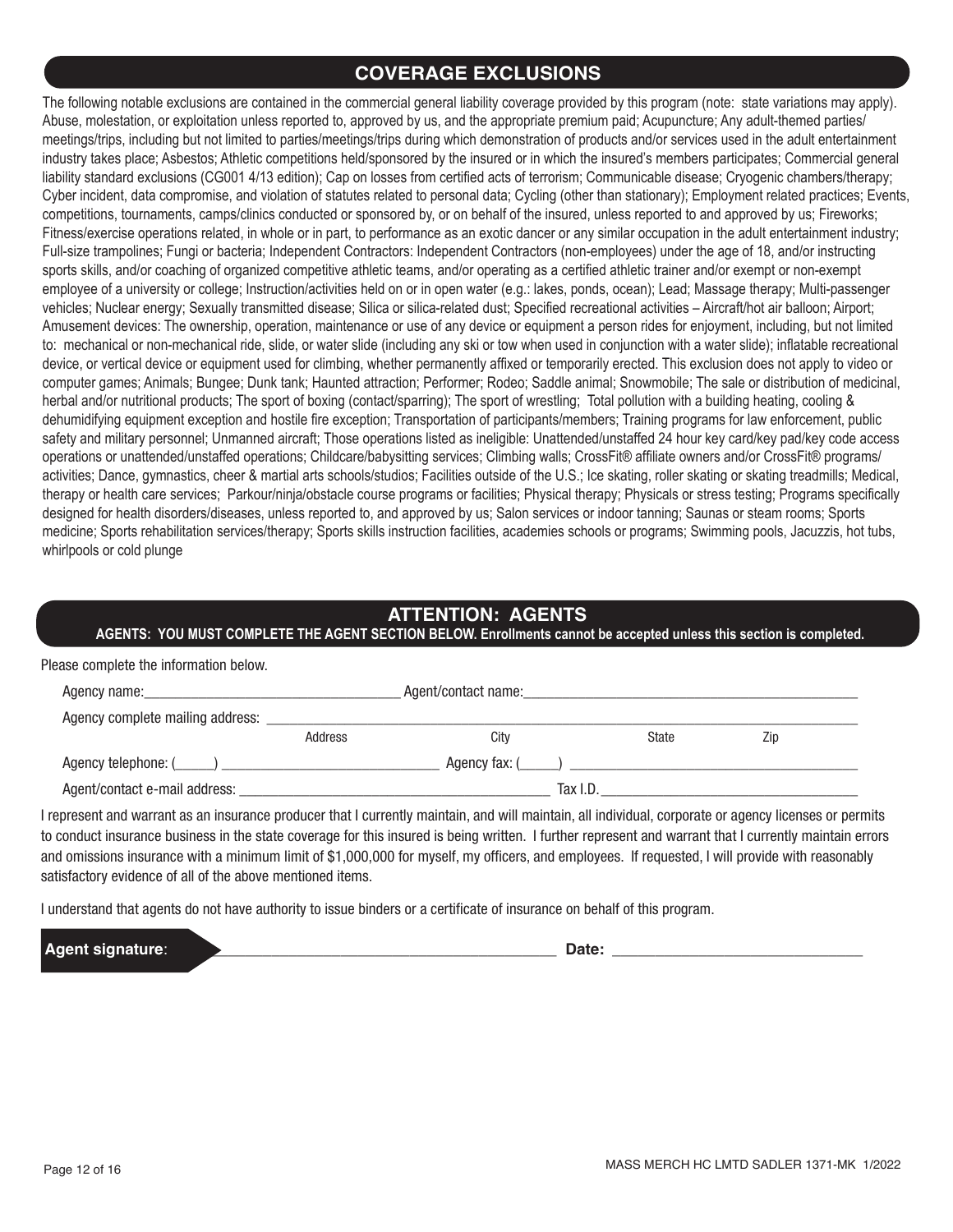## COVERAGE EXCLUSIONS

The following notable exclusions are contained in the commercial general liability coverage provided by this program (note: state variations may apply). Abuse, molestation, or exploitation unless reported to, approved by us, and the appropriate premium paid; Acupuncture; Any adult-themed parties/ meetings/trips, including but not limited to parties/meetings/trips during which demonstration of products and/or services used in the adult entertainment industry takes place; Asbestos; Athletic competitions held/sponsored by the insured or in which the insured's members participates; Commercial general liability standard exclusions (CG001 4/13 edition); Cap on losses from certified acts of terrorism; Communicable disease; Cryogenic chambers/therapy; Cyber incident, data compromise, and violation of statutes related to personal data; Cycling (other than stationary); Employment related practices; Events, competitions, tournaments, camps/clinics conducted or sponsored by, or on behalf of the insured, unless reported to and approved by us; Fireworks; Fitness/exercise operations related, in whole or in part, to performance as an exotic dancer or any similar occupation in the adult entertainment industry; Full-size trampolines; Fungi or bacteria; Independent Contractors: Independent Contractors (non-employees) under the age of 18, and/or instructing sports skills, and/or coaching of organized competitive athletic teams, and/or operating as a certified athletic trainer and/or exempt or non-exempt employee of a university or college; Instruction/activities held on or in open water (e.g.: lakes, ponds, ocean); Lead; Massage therapy; Multi-passenger vehicles; Nuclear energy; Sexually transmitted disease; Silica or silica-related dust; Specified recreational activities – Aircraft/hot air balloon; Airport; Amusement devices: The ownership, operation, maintenance or use of any device or equipment a person rides for enjoyment, including, but not limited to: mechanical or non-mechanical ride, slide, or water slide (including any ski or tow when used in conjunction with a water slide); inflatable recreational device, or vertical device or equipment used for climbing, whether permanently affixed or temporarily erected. This exclusion does not apply to video or computer games; Animals; Bungee; Dunk tank; Haunted attraction; Performer; Rodeo; Saddle animal; Snowmobile; The sale or distribution of medicinal, herbal and/or nutritional products; The sport of boxing (contact/sparring); The sport of wrestling; Total pollution with a building heating, cooling & dehumidifying equipment exception and hostile fire exception; Transportation of participants/members; Training programs for law enforcement, public safety and military personnel; Unmanned aircraft; Those operations listed as ineligible: Unattended/unstaffed 24 hour key card/key pad/key code access operations or unattended/unstaffed operations; Childcare/babysitting services; Climbing walls; CrossFit® affiliate owners and/or CrossFit® programs/ activities; Dance, gymnastics, cheer & martial arts schools/studios; Facilities outside of the U.S.; Ice skating, roller skating or skating treadmills; Medical, therapy or health care services; Parkour/ninja/obstacle course programs or facilities; Physical therapy; Physicals or stress testing; Programs specifically designed for health disorders/diseases, unless reported to, and approved by us; Salon services or indoor tanning; Saunas or steam rooms; Sports medicine; Sports rehabilitation services/therapy; Sports skills instruction facilities, academies schools or programs; Swimming pools, Jacuzzis, hot tubs, whirlpools or cold plunge

## ATTENTION: AGENTS

**AGENTS: YOU MUST COMPLETE THE AGENT SECTION BELOW. Enrollments cannot be accepted unless this section is completed.**

Please complete the information below.

Agency name:\_\_\_\_\_\_\_\_\_\_\_\_\_\_\_\_\_\_\_\_ Agent/contact name:\_\_\_\_\_\_\_\_\_\_\_\_\_\_\_\_\_\_\_\_

Agency complete mailing address: \_\_\_\_\_\_\_\_\_\_\_\_\_\_\_\_\_\_\_\_\_\_\_\_\_\_\_\_\_\_\_\_\_\_\_\_\_\_\_\_
Address City State Zip

Agency telephone: (\_\_\_\_\_) \_\_\_\_\_\_\_\_\_\_\_\_\_\_\_\_\_\_\_\_ Agency fax: (\_\_\_\_\_) \_\_\_\_\_\_\_\_\_\_\_\_\_\_\_\_\_\_\_\_

Agent/contact e-mail address: \_\_\_\_\_\_\_\_\_\_\_\_\_\_\_\_\_\_\_\_ Tax I.D.\_\_\_\_\_\_\_\_\_\_\_\_\_\_\_\_\_\_\_\_

I represent and warrant as an insurance producer that I currently maintain, and will maintain, all individual, corporate or agency licenses or permits to conduct insurance business in the state coverage for this insured is being written. I further represent and warrant that I currently maintain errors and omissions insurance with a minimum limit of $1,000,000 for myself, my officers, and employees. If requested, I will provide with reasonably satisfactory evidence of all of the above mentioned items.

I understand that agents do not have authority to issue binders or a certificate of insurance on behalf of this program.

**Agent signature**: \_\_\_\_\_\_\_\_\_\_\_\_\_\_\_\_\_\_\_\_\_\_\_\_\_\_\_\_\_\_\_\_\_\_\_\_\_\_\_\_ **Date:** \_\_\_\_\_\_\_\_\_\_\_\_\_\_\_\_\_\_\_\_

MASS MERCH HC LMTD SADLER 1371-MK 1/2022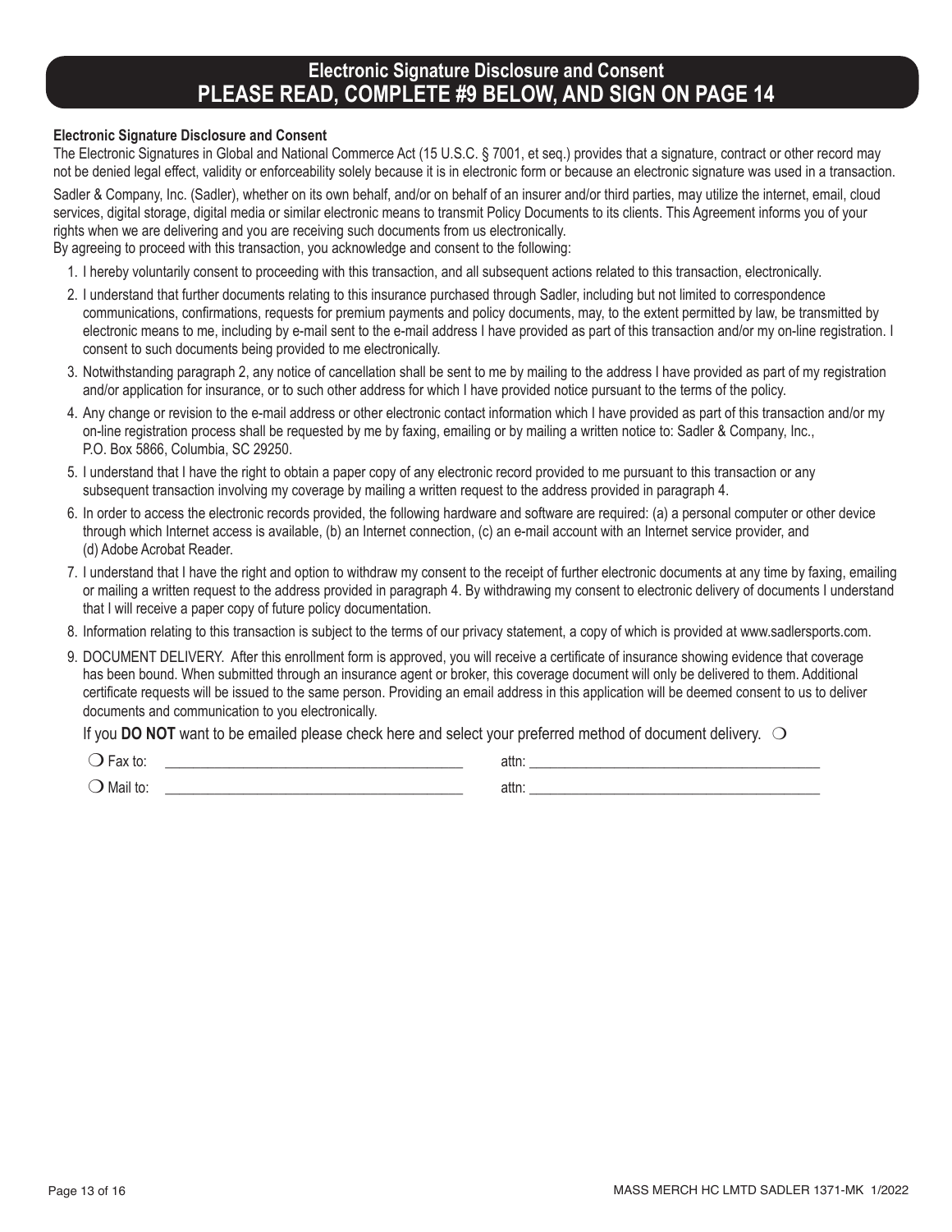# Electronic Signature Disclosure and Consent
# PLEASE READ, COMPLETE #9 BELOW, AND SIGN ON PAGE 14

**Electronic Signature Disclosure and Consent**

The Electronic Signatures in Global and National Commerce Act (15 U.S.C. § 7001, et seq.) provides that a signature, contract or other record may not be denied legal effect, validity or enforceability solely because it is in electronic form or because an electronic signature was used in a transaction.

Sadler & Company, Inc. (Sadler), whether on its own behalf, and/or on behalf of an insurer and/or third parties, may utilize the internet, email, cloud services, digital storage, digital media or similar electronic means to transmit Policy Documents to its clients. This Agreement informs you of your rights when we are delivering and you are receiving such documents from us electronically.

By agreeing to proceed with this transaction, you acknowledge and consent to the following:

1. I hereby voluntarily consent to proceeding with this transaction, and all subsequent actions related to this transaction, electronically.
2. I understand that further documents relating to this insurance purchased through Sadler, including but not limited to correspondence communications, confirmations, requests for premium payments and policy documents, may, to the extent permitted by law, be transmitted by electronic means to me, including by e-mail sent to the e-mail address I have provided as part of this transaction and/or my on-line registration. I consent to such documents being provided to me electronically.
3. Notwithstanding paragraph 2, any notice of cancellation shall be sent to me by mailing to the address I have provided as part of my registration and/or application for insurance, or to such other address for which I have provided notice pursuant to the terms of the policy.
4. Any change or revision to the e-mail address or other electronic contact information which I have provided as part of this transaction and/or my on-line registration process shall be requested by me by faxing, emailing or by mailing a written notice to: Sadler & Company, Inc., P.O. Box 5866, Columbia, SC 29250.
5. I understand that I have the right to obtain a paper copy of any electronic record provided to me pursuant to this transaction or any subsequent transaction involving my coverage by mailing a written request to the address provided in paragraph 4.
6. In order to access the electronic records provided, the following hardware and software are required: (a) a personal computer or other device through which Internet access is available, (b) an Internet connection, (c) an e-mail account with an Internet service provider, and (d) Adobe Acrobat Reader.
7. I understand that I have the right and option to withdraw my consent to the receipt of further electronic documents at any time by faxing, emailing or mailing a written request to the address provided in paragraph 4. By withdrawing my consent to electronic delivery of documents I understand that I will receive a paper copy of future policy documentation.
8. Information relating to this transaction is subject to the terms of our privacy statement, a copy of which is provided at www.sadlersports.com.
9. DOCUMENT DELIVERY. After this enrollment form is approved, you will receive a certificate of insurance showing evidence that coverage has been bound. When submitted through an insurance agent or broker, this coverage document will only be delivered to them. Additional certificate requests will be issued to the same person. Providing an email address in this application will be deemed consent to us to deliver documents and communication to you electronically.

If you **DO NOT** want to be emailed please check here and select your preferred method of document delivery. ❍

❍ Fax to: ________________________________________ attn: ________________________________________

❍ Mail to: ________________________________________ attn: ________________________________________

MASS MERCH HC LMTD SADLER 1371-MK 1/2022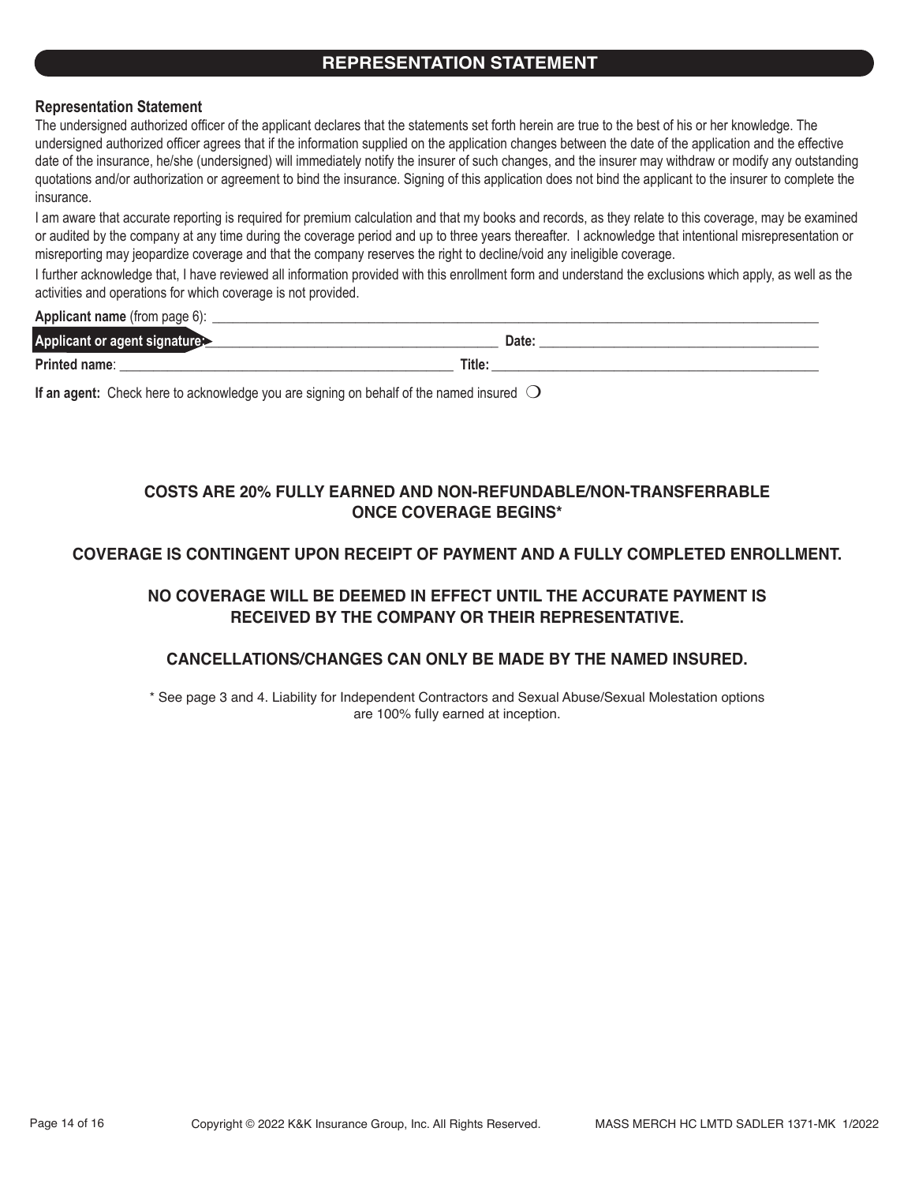## REPRESENTATION STATEMENT

**Representation Statement**

The undersigned authorized officer of the applicant declares that the statements set forth herein are true to the best of his or her knowledge. The undersigned authorized officer agrees that if the information supplied on the application changes between the date of the application and the effective date of the insurance, he/she (undersigned) will immediately notify the insurer of such changes, and the insurer may withdraw or modify any outstanding quotations and/or authorization or agreement to bind the insurance. Signing of this application does not bind the applicant to the insurer to complete the insurance.

I am aware that accurate reporting is required for premium calculation and that my books and records, as they relate to this coverage, may be examined or audited by the company at any time during the coverage period and up to three years thereafter. I acknowledge that intentional misrepresentation or misreporting may jeopardize coverage and that the company reserves the right to decline/void any ineligible coverage.

I further acknowledge that, I have reviewed all information provided with this enrollment form and understand the exclusions which apply, as well as the activities and operations for which coverage is not provided.

**Applicant name** (from page 6): ____________________________________________

**Applicant or agent signature:** ______________________________ **Date:** ______________________________

**Printed name**: ______________________________ **Title:** ______________________________

**If an agent:** Check here to acknowledge you are signing on behalf of the named insured ❍

**COSTS ARE 20% FULLY EARNED AND NON-REFUNDABLE/NON-TRANSFERRABLE ONCE COVERAGE BEGINS***

**COVERAGE IS CONTINGENT UPON RECEIPT OF PAYMENT AND A FULLY COMPLETED ENROLLMENT.**

**NO COVERAGE WILL BE DEEMED IN EFFECT UNTIL THE ACCURATE PAYMENT IS RECEIVED BY THE COMPANY OR THEIR REPRESENTATIVE.**

**CANCELLATIONS/CHANGES CAN ONLY BE MADE BY THE NAMED INSURED.**

* See page 3 and 4. Liability for Independent Contractors and Sexual Abuse/Sexual Molestation options are 100% fully earned at inception.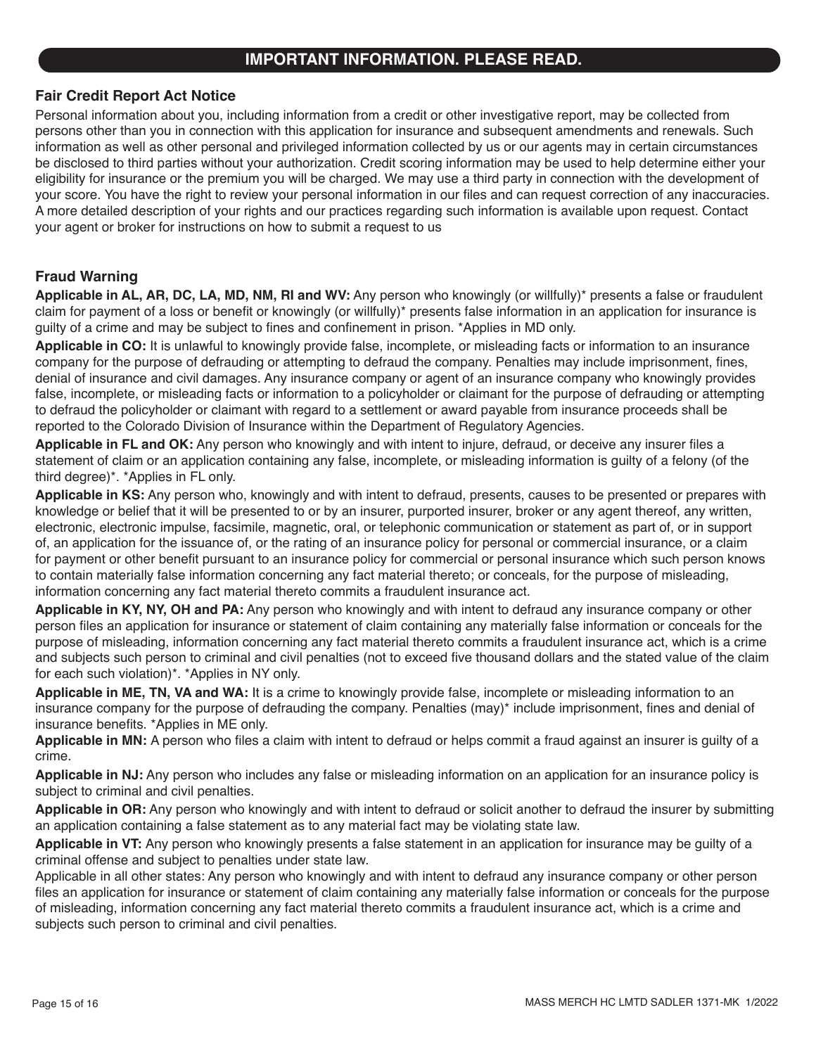## IMPORTANT INFORMATION. PLEASE READ.

### Fair Credit Report Act Notice

Personal information about you, including information from a credit or other investigative report, may be collected from persons other than you in connection with this application for insurance and subsequent amendments and renewals. Such information as well as other personal and privileged information collected by us or our agents may in certain circumstances be disclosed to third parties without your authorization. Credit scoring information may be used to help determine either your eligibility for insurance or the premium you will be charged. We may use a third party in connection with the development of your score. You have the right to review your personal information in our files and can request correction of any inaccuracies. A more detailed description of your rights and our practices regarding such information is available upon request. Contact your agent or broker for instructions on how to submit a request to us

### Fraud Warning

**Applicable in AL, AR, DC, LA, MD, NM, RI and WV:** Any person who knowingly (or willfully)* presents a false or fraudulent claim for payment of a loss or benefit or knowingly (or willfully)* presents false information in an application for insurance is guilty of a crime and may be subject to fines and confinement in prison. *Applies in MD only.

**Applicable in CO:** It is unlawful to knowingly provide false, incomplete, or misleading facts or information to an insurance company for the purpose of defrauding or attempting to defraud the company. Penalties may include imprisonment, fines, denial of insurance and civil damages. Any insurance company or agent of an insurance company who knowingly provides false, incomplete, or misleading facts or information to a policyholder or claimant for the purpose of defrauding or attempting to defraud the policyholder or claimant with regard to a settlement or award payable from insurance proceeds shall be reported to the Colorado Division of Insurance within the Department of Regulatory Agencies.

**Applicable in FL and OK:** Any person who knowingly and with intent to injure, defraud, or deceive any insurer files a statement of claim or an application containing any false, incomplete, or misleading information is guilty of a felony (of the third degree)*. *Applies in FL only.

**Applicable in KS:** Any person who, knowingly and with intent to defraud, presents, causes to be presented or prepares with knowledge or belief that it will be presented to or by an insurer, purported insurer, broker or any agent thereof, any written, electronic, electronic impulse, facsimile, magnetic, oral, or telephonic communication or statement as part of, or in support of, an application for the issuance of, or the rating of an insurance policy for personal or commercial insurance, or a claim for payment or other benefit pursuant to an insurance policy for commercial or personal insurance which such person knows to contain materially false information concerning any fact material thereto; or conceals, for the purpose of misleading, information concerning any fact material thereto commits a fraudulent insurance act.

**Applicable in KY, NY, OH and PA:** Any person who knowingly and with intent to defraud any insurance company or other person files an application for insurance or statement of claim containing any materially false information or conceals for the purpose of misleading, information concerning any fact material thereto commits a fraudulent insurance act, which is a crime and subjects such person to criminal and civil penalties (not to exceed five thousand dollars and the stated value of the claim for each such violation)*. *Applies in NY only.

**Applicable in ME, TN, VA and WA:** It is a crime to knowingly provide false, incomplete or misleading information to an insurance company for the purpose of defrauding the company. Penalties (may)* include imprisonment, fines and denial of insurance benefits. *Applies in ME only.

**Applicable in MN:** A person who files a claim with intent to defraud or helps commit a fraud against an insurer is guilty of a crime.

**Applicable in NJ:** Any person who includes any false or misleading information on an application for an insurance policy is subject to criminal and civil penalties.

**Applicable in OR:** Any person who knowingly and with intent to defraud or solicit another to defraud the insurer by submitting an application containing a false statement as to any material fact may be violating state law.

**Applicable in VT:** Any person who knowingly presents a false statement in an application for insurance may be guilty of a criminal offense and subject to penalties under state law.

Applicable in all other states: Any person who knowingly and with intent to defraud any insurance company or other person files an application for insurance or statement of claim containing any materially false information or conceals for the purpose of misleading, information concerning any fact material thereto commits a fraudulent insurance act, which is a crime and subjects such person to criminal and civil penalties.

MASS MERCH HC LMTD SADLER 1371-MK 1/2022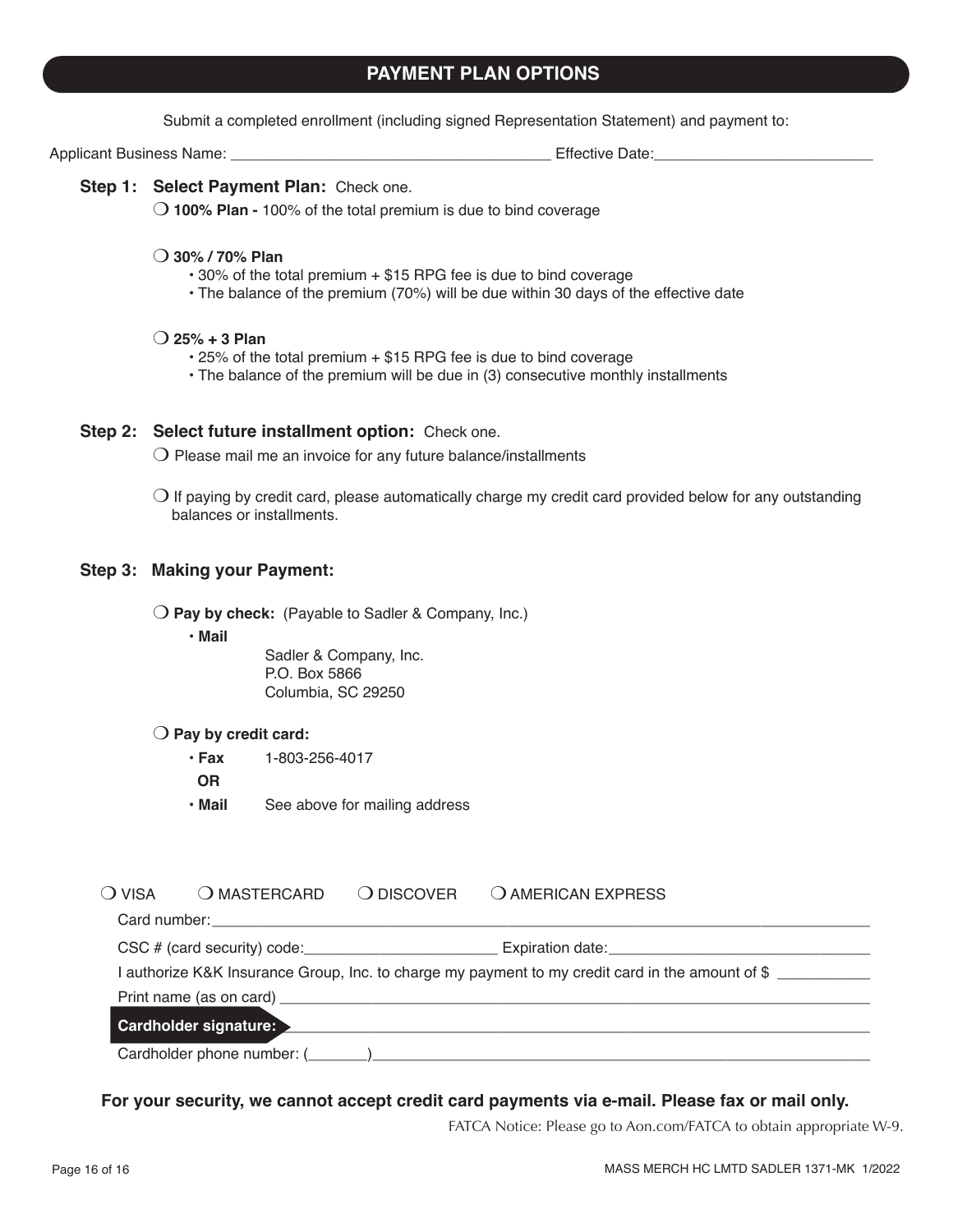## PAYMENT PLAN OPTIONS

Submit a completed enrollment (including signed Representation Statement) and payment to:

Applicant Business Name: ______________________________________ Effective Date:__________________________

**Step 1: Select Payment Plan:** Check one.

❍ **100% Plan -** 100% of the total premium is due to bind coverage

❍ **30% / 70% Plan**
- 30% of the total premium + $15 RPG fee is due to bind coverage
- The balance of the premium (70%) will be due within 30 days of the effective date

❍ **25% + 3 Plan**
- 25% of the total premium + $15 RPG fee is due to bind coverage
- The balance of the premium will be due in (3) consecutive monthly installments

**Step 2: Select future installment option:** Check one.

❍ Please mail me an invoice for any future balance/installments

❍ If paying by credit card, please automatically charge my credit card provided below for any outstanding balances or installments.

**Step 3: Making your Payment:**

❍ **Pay by check:** (Payable to Sadler & Company, Inc.)
- **Mail**

  Sadler & Company, Inc.
  P.O. Box 5866
  Columbia, SC 29250

❍ **Pay by credit card:**
- **Fax** 1-803-256-4017

  **OR**
- **Mail** See above for mailing address

❍ VISA ❍ MASTERCARD ❍ DISCOVER ❍ AMERICAN EXPRESS

Card number:___________________________________________________________________________

CSC # (card security) code:_______________________ Expiration date:_______________________________

I authorize K&K Insurance Group, Inc. to charge my payment to my credit card in the amount of $ ___________

Print name (as on card) _________________________________________________________________

**Cardholder signature:** ________________________________________________________________

Cardholder phone number: (_______)_______________________________________________________

**For your security, we cannot accept credit card payments via e-mail. Please fax or mail only.**

FATCA Notice: Please go to Aon.com/FATCA to obtain appropriate W-9.

MASS MERCH HC LMTD SADLER 1371-MK 1/2022